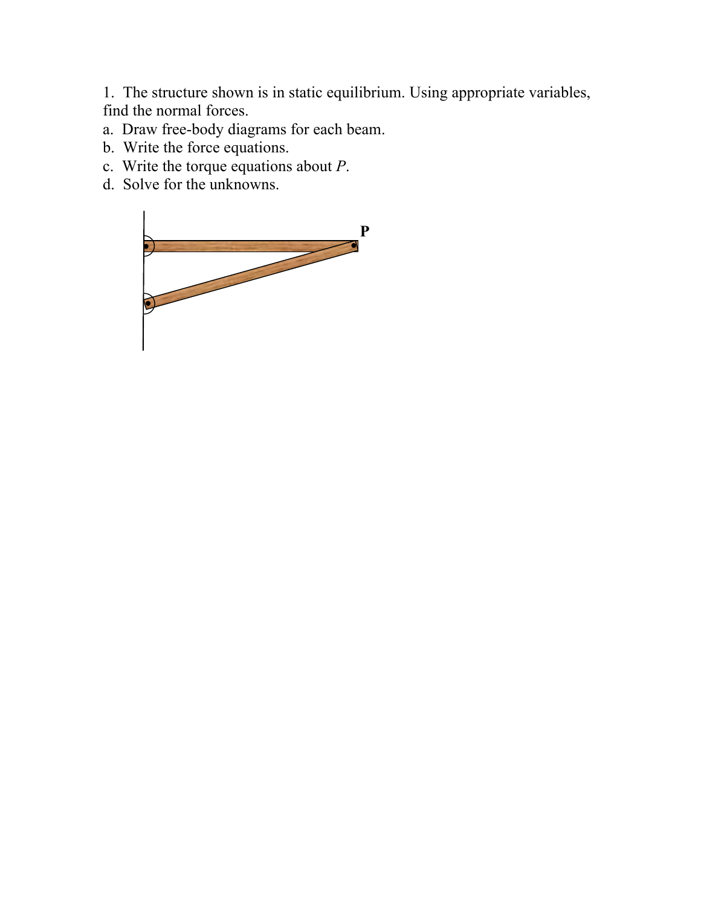1. The structure shown is in static equilibrium. Using appropriate variables, find the normal forces.

a. Draw free-body diagrams for each beam.

b. Write the force equations.

c. Write the torque equations about *P*.

d. Solve for the unknowns.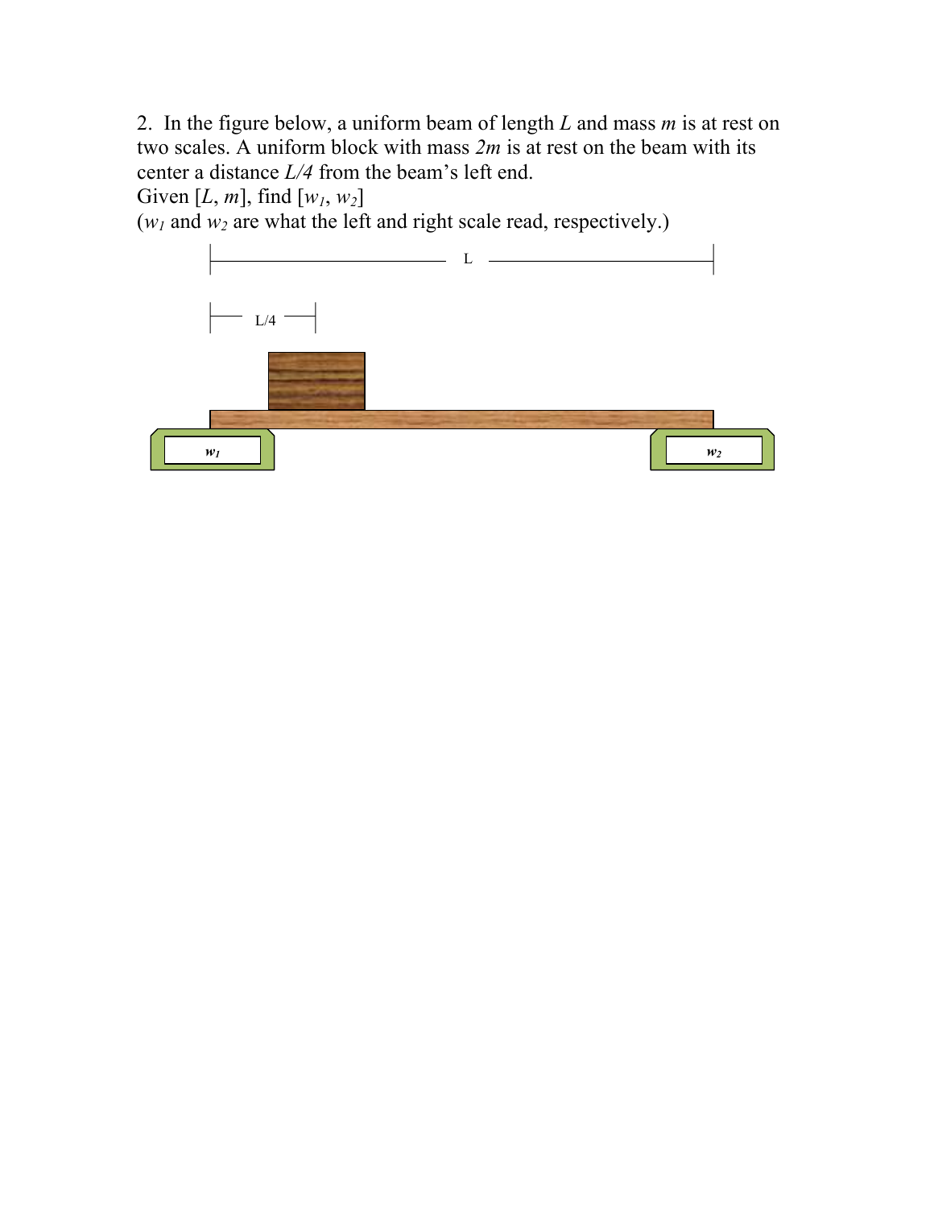2. In the figure below, a uniform beam of length $L$ and mass $m$ is at rest on two scales. A uniform block with mass $2m$ is at rest on the beam with its center a distance $L/4$ from the beam's left end.

Given [$L$, $m$], find [$w_1$, $w_2$]

($w_1$ and $w_2$ are what the left and right scale read, respectively.)

L

L/4

$w_1$

$w_2$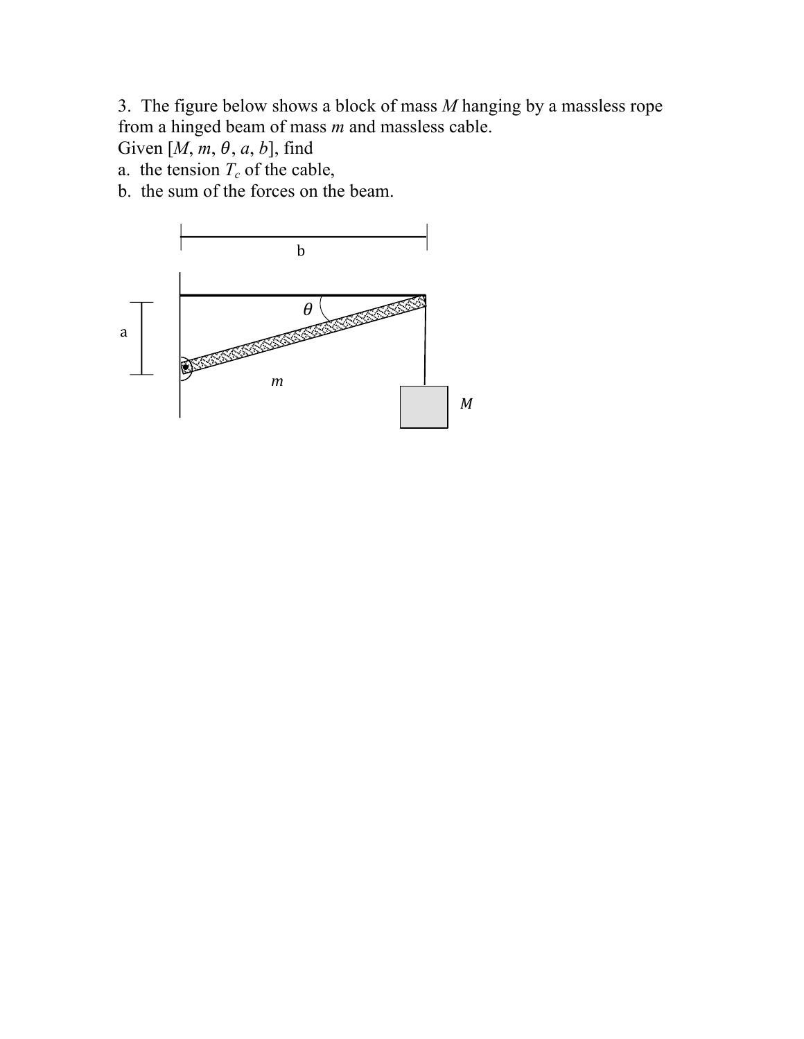3. The figure below shows a block of mass $M$ hanging by a massless rope from a hinged beam of mass $m$ and massless cable.

Given [$M$, $m$, $\theta$, $a$, $b$], find

a. the tension $T_c$ of the cable,

b. the sum of the forces on the beam.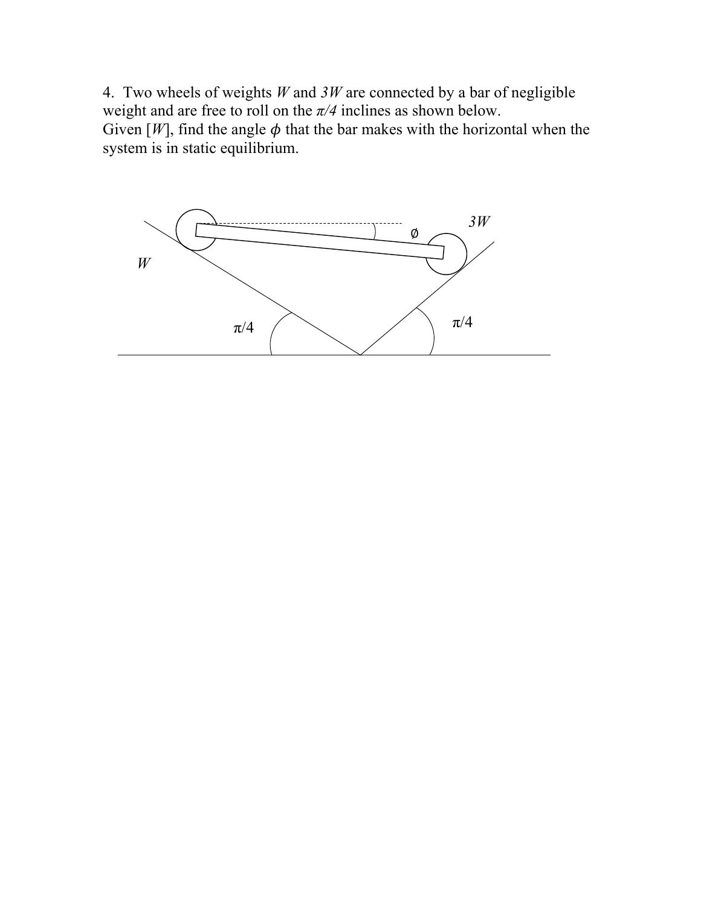4. Two wheels of weights $W$ and $3W$ are connected by a bar of negligible weight and are free to roll on the $\pi/4$ inclines as shown below.
Given [$W$], find the angle $\phi$ that the bar makes with the horizontal when the system is in static equilibrium.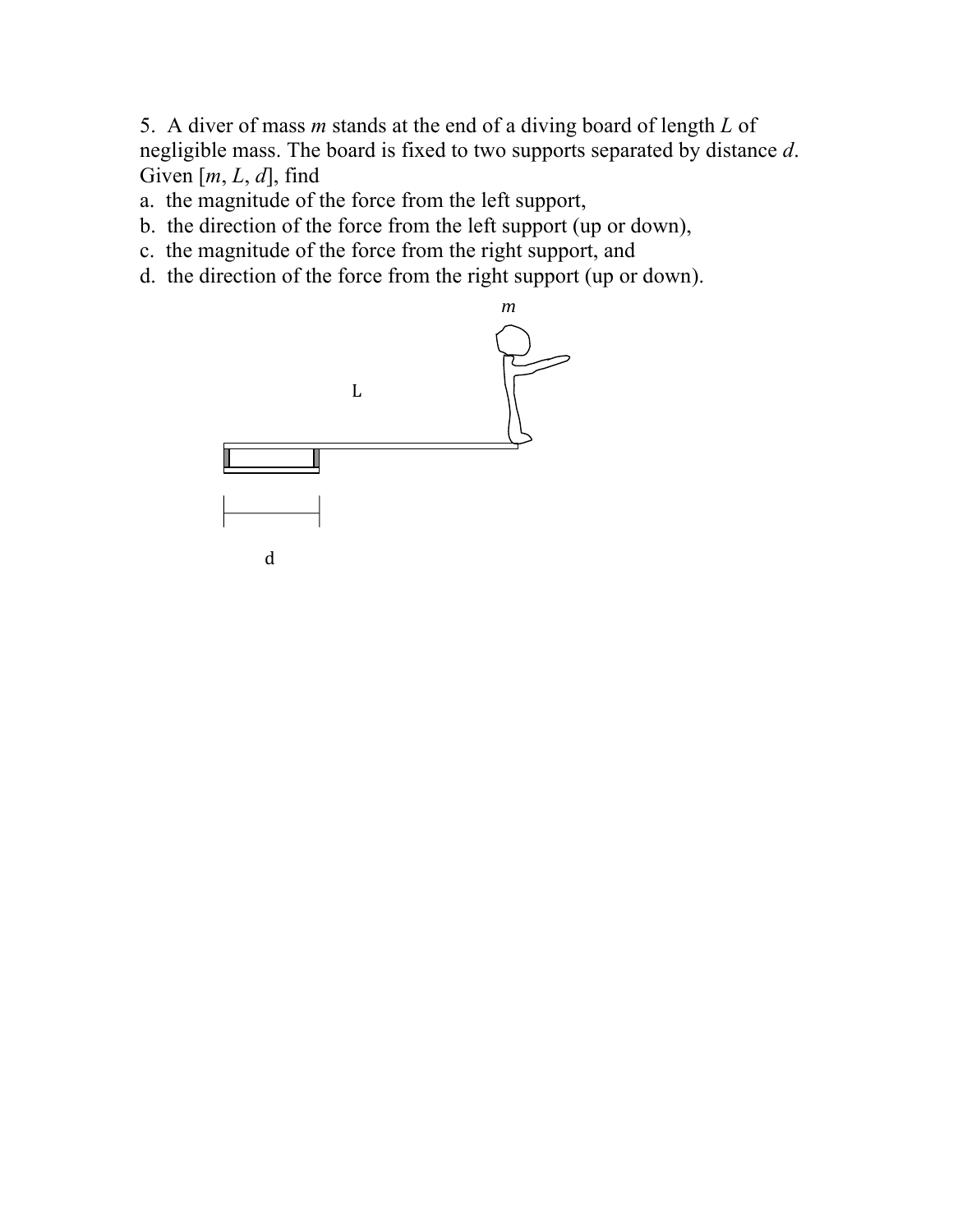5. A diver of mass $m$ stands at the end of a diving board of length $L$ of negligible mass. The board is fixed to two supports separated by distance $d$. Given [$m$, $L$, $d$], find

a. the magnitude of the force from the left support,
b. the direction of the force from the left support (up or down),
c. the magnitude of the force from the right support, and
d. the direction of the force from the right support (up or down).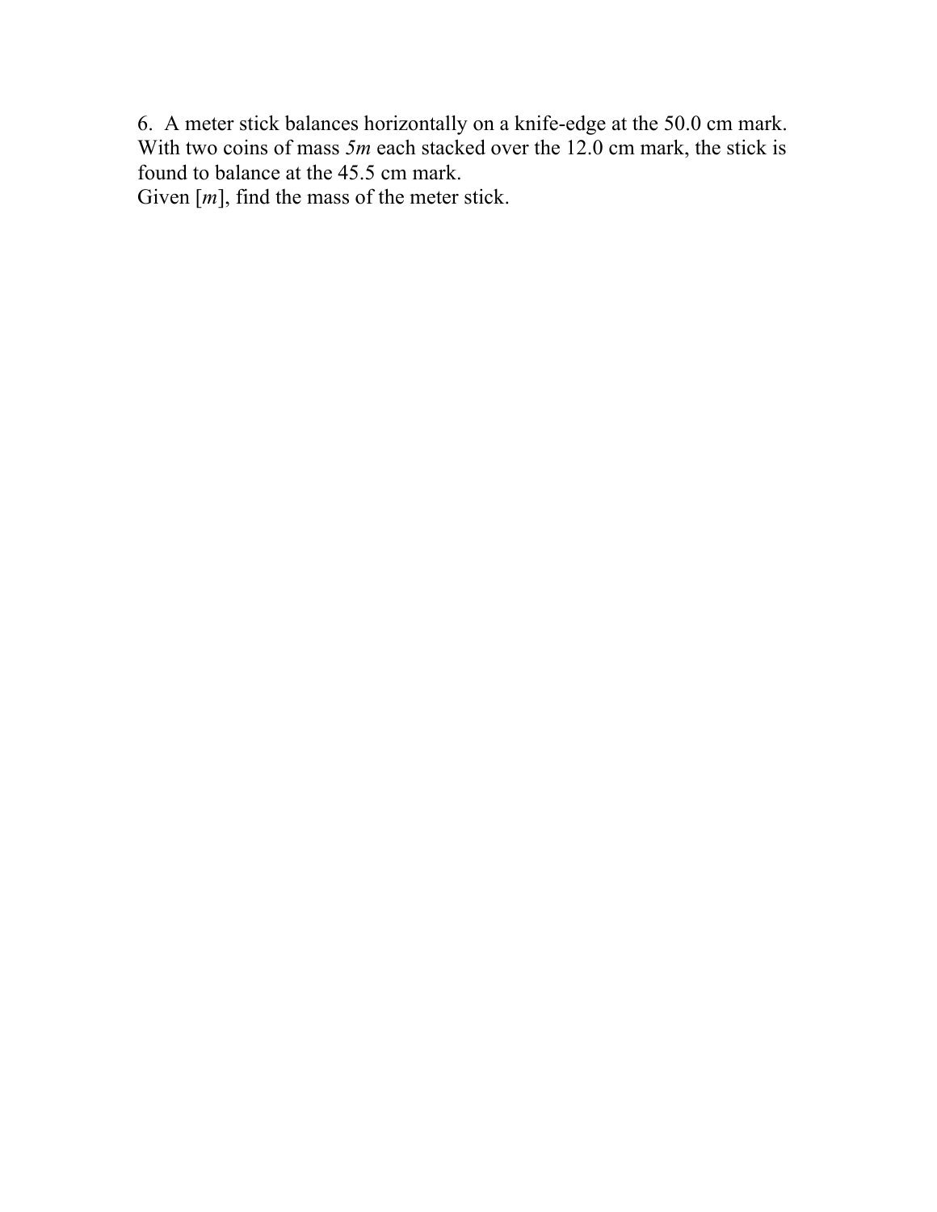6. A meter stick balances horizontally on a knife-edge at the 50.0 cm mark. With two coins of mass $5m$ each stacked over the 12.0 cm mark, the stick is found to balance at the 45.5 cm mark.

Given [$m$], find the mass of the meter stick.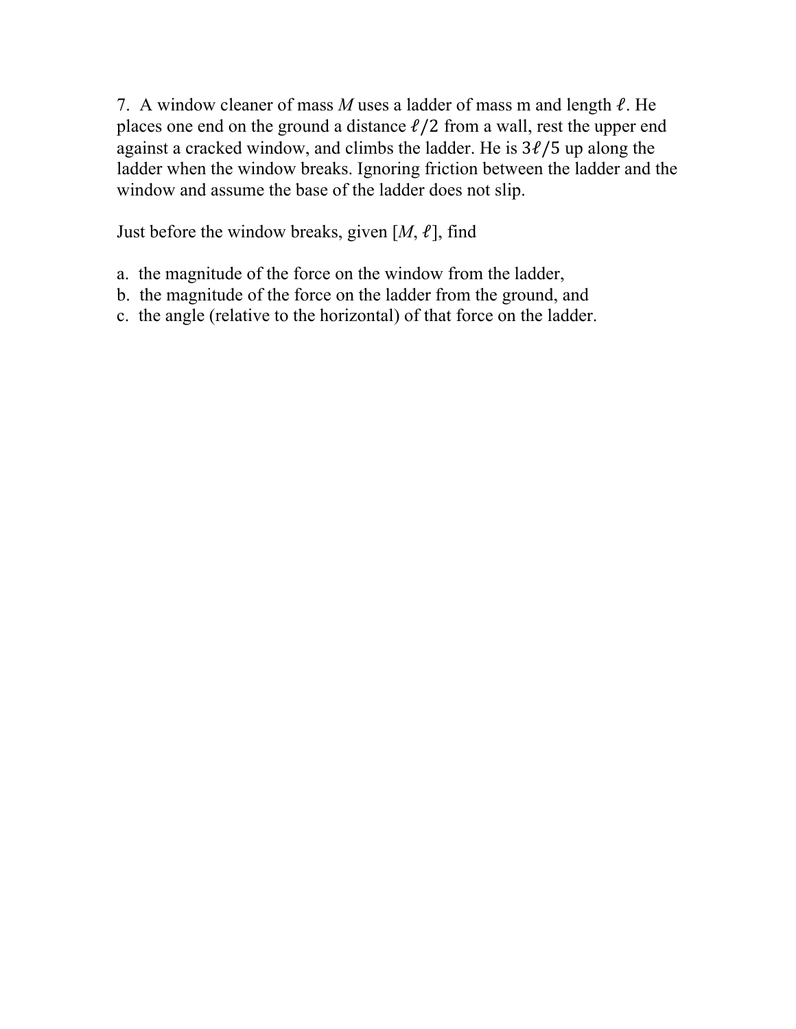7. A window cleaner of mass *M* uses a ladder of mass m and length $\ell$. He places one end on the ground a distance $\ell/2$ from a wall, rest the upper end against a cracked window, and climbs the ladder. He is $3\ell/5$ up along the ladder when the window breaks. Ignoring friction between the ladder and the window and assume the base of the ladder does not slip.

Just before the window breaks, given [*M*, $\ell$], find

a. the magnitude of the force on the window from the ladder,
b. the magnitude of the force on the ladder from the ground, and
c. the angle (relative to the horizontal) of that force on the ladder.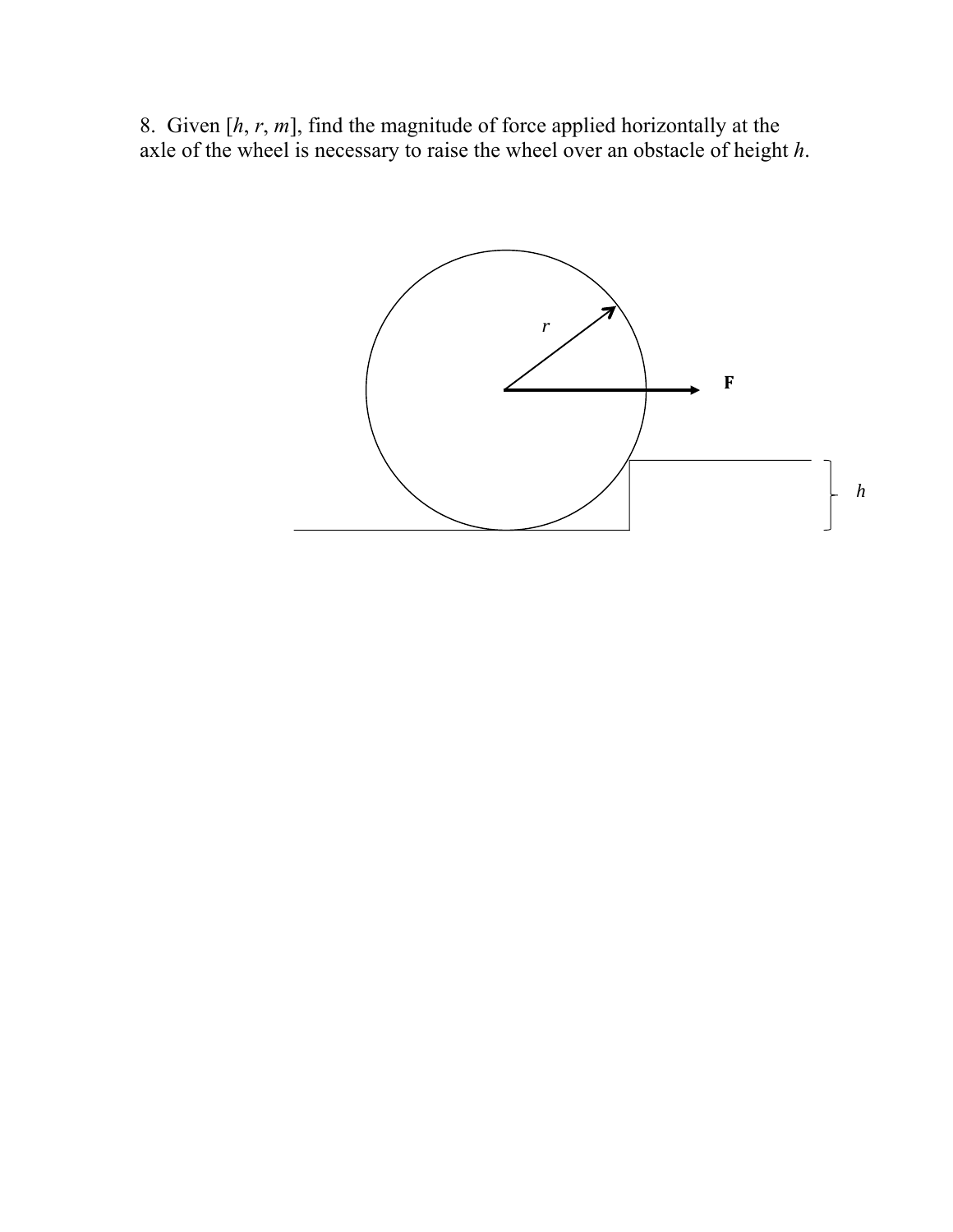8. Given [$h$, $r$, $m$], find the magnitude of force applied horizontally at the axle of the wheel is necessary to raise the wheel over an obstacle of height $h$.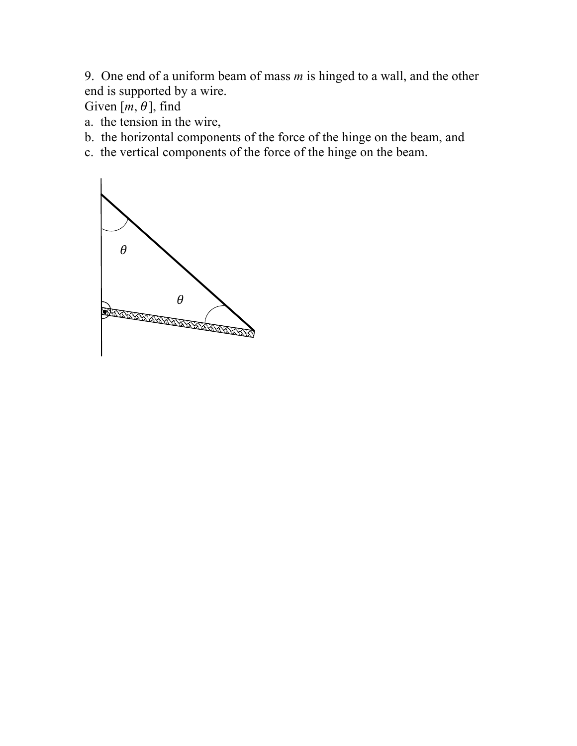9. One end of a uniform beam of mass $m$ is hinged to a wall, and the other end is supported by a wire.

Given [$m$, $\theta$], find

a. the tension in the wire,

b. the horizontal components of the force of the hinge on the beam, and

c. the vertical components of the force of the hinge on the beam.

$\theta$

$\theta$